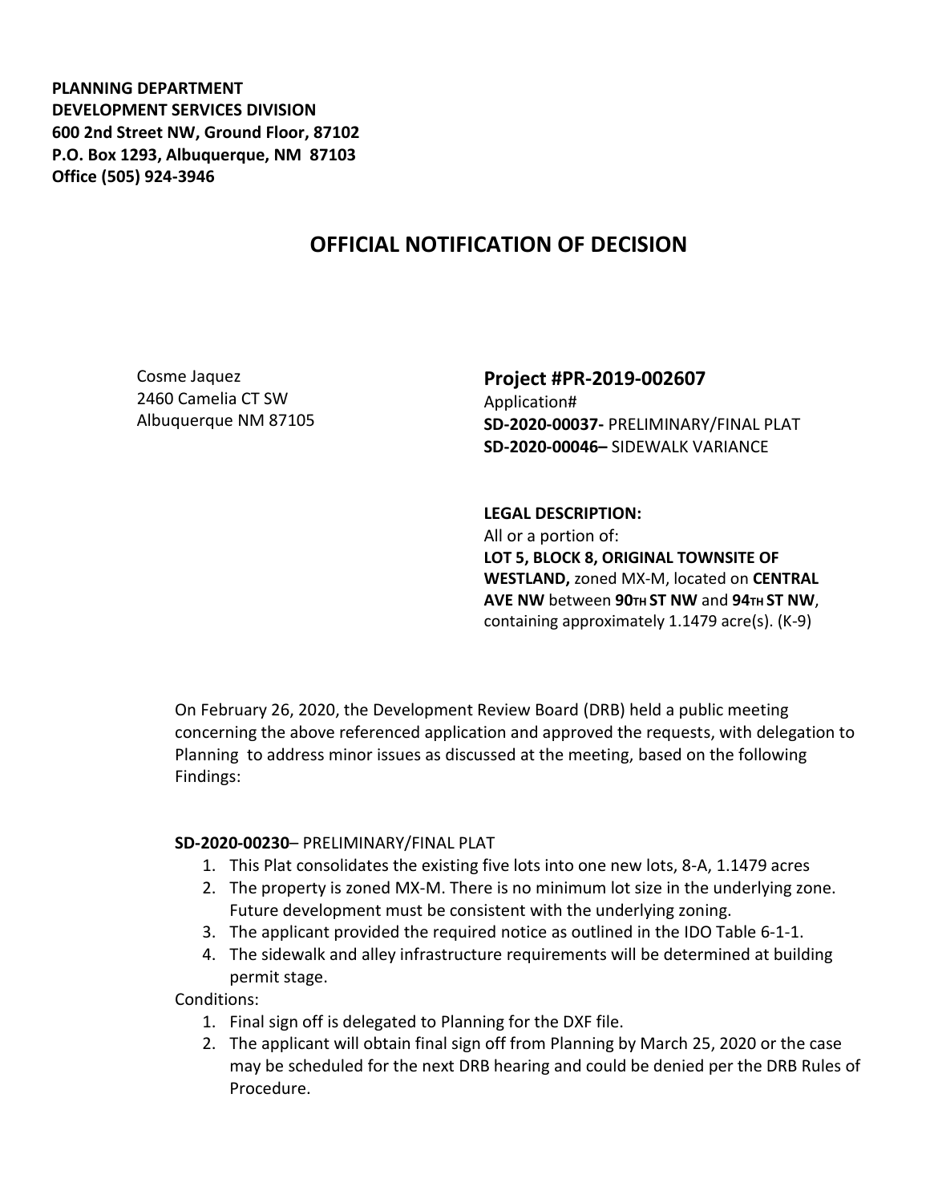**PLANNING DEPARTMENT**
**DEVELOPMENT SERVICES DIVISION**
**600 2nd Street NW, Ground Floor, 87102**
**P.O. Box 1293, Albuquerque, NM 87103**
**Office (505) 924-3946**

# OFFICIAL NOTIFICATION OF DECISION

Cosme Jaquez
2460 Camelia CT SW
Albuquerque NM 87105

## Project #PR-2019-002607

Application#
**SD-2020-00037-** PRELIMINARY/FINAL PLAT
**SD-2020-00046–** SIDEWALK VARIANCE

**LEGAL DESCRIPTION:**
All or a portion of:
**LOT 5, BLOCK 8, ORIGINAL TOWNSITE OF WESTLAND,** zoned MX-M, located on **CENTRAL AVE NW** between **90TH ST NW** and **94TH ST NW**, containing approximately 1.1479 acre(s). (K-9)

On February 26, 2020, the Development Review Board (DRB) held a public meeting concerning the above referenced application and approved the requests, with delegation to Planning to address minor issues as discussed at the meeting, based on the following Findings:

**SD-2020-00230**– PRELIMINARY/FINAL PLAT

1. This Plat consolidates the existing five lots into one new lots, 8-A, 1.1479 acres
2. The property is zoned MX-M. There is no minimum lot size in the underlying zone. Future development must be consistent with the underlying zoning.
3. The applicant provided the required notice as outlined in the IDO Table 6-1-1.
4. The sidewalk and alley infrastructure requirements will be determined at building permit stage.

Conditions:

1. Final sign off is delegated to Planning for the DXF file.
2. The applicant will obtain final sign off from Planning by March 25, 2020 or the case may be scheduled for the next DRB hearing and could be denied per the DRB Rules of Procedure.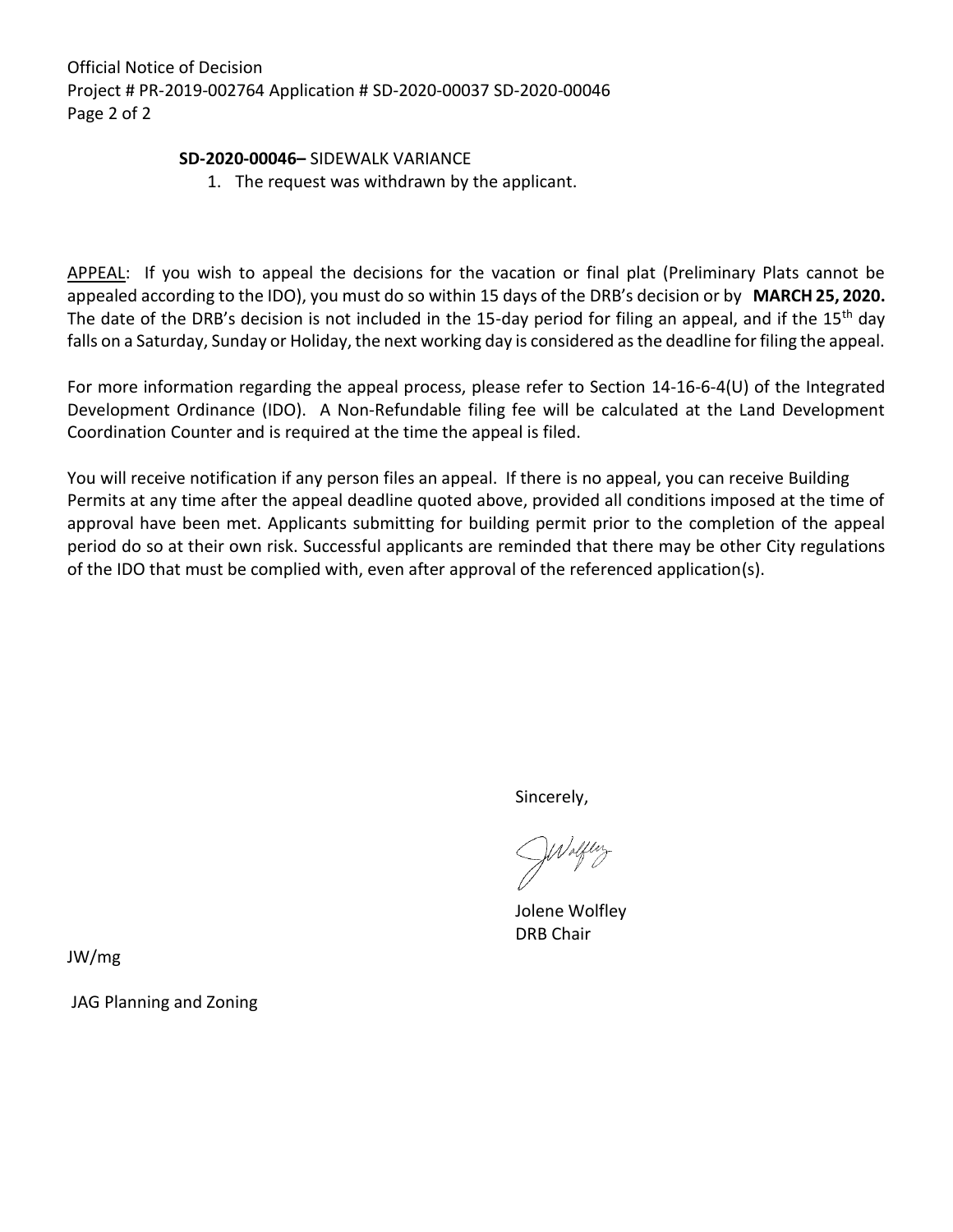**SD-2020-00046–** SIDEWALK VARIANCE

1. The request was withdrawn by the applicant.

APPEAL: If you wish to appeal the decisions for the vacation or final plat (Preliminary Plats cannot be appealed according to the IDO), you must do so within 15 days of the DRB's decision or by **MARCH 25, 2020.** The date of the DRB's decision is not included in the 15-day period for filing an appeal, and if the 15th day falls on a Saturday, Sunday or Holiday, the next working day is considered as the deadline for filing the appeal.

For more information regarding the appeal process, please refer to Section 14-16-6-4(U) of the Integrated Development Ordinance (IDO). A Non-Refundable filing fee will be calculated at the Land Development Coordination Counter and is required at the time the appeal is filed.

You will receive notification if any person files an appeal. If there is no appeal, you can receive Building Permits at any time after the appeal deadline quoted above, provided all conditions imposed at the time of approval have been met. Applicants submitting for building permit prior to the completion of the appeal period do so at their own risk. Successful applicants are reminded that there may be other City regulations of the IDO that must be complied with, even after approval of the referenced application(s).

Sincerely,

Jolene Wolfley
DRB Chair

JW/mg

JAG Planning and Zoning